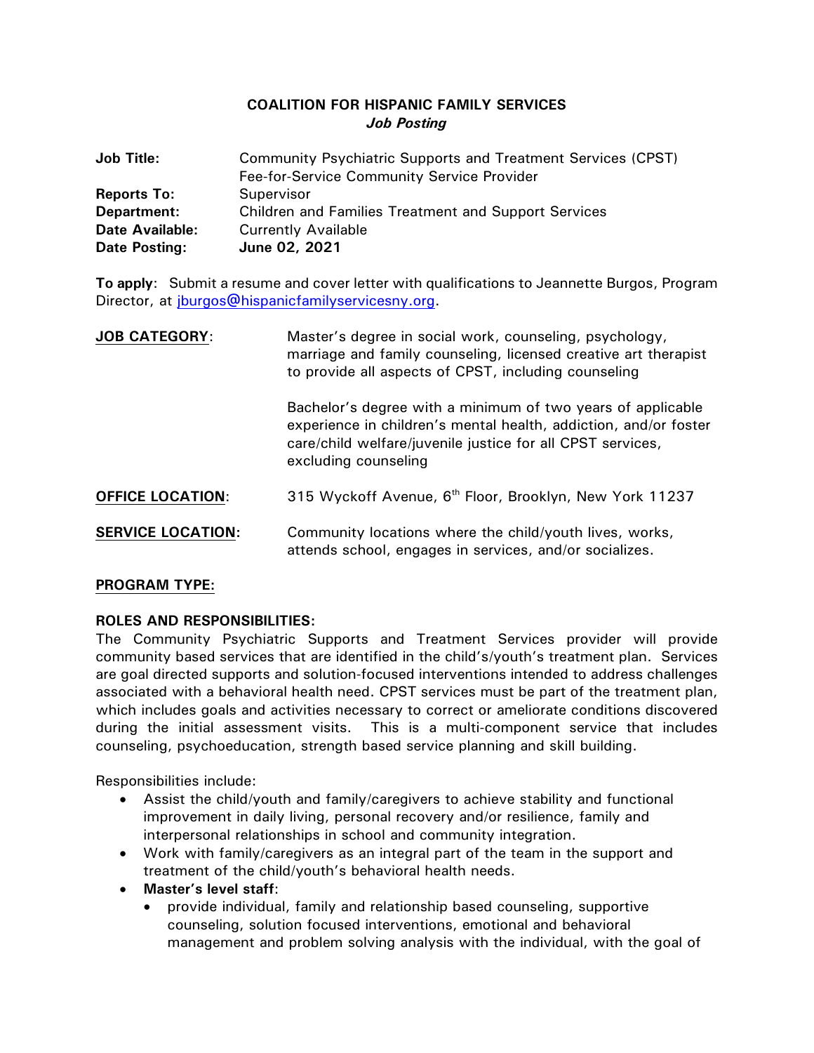# COALITION FOR HISPANIC FAMILY SERVICES

***Job Posting***

| | |
|---|---|
| **Job Title:** | Community Psychiatric Supports and Treatment Services (CPST) Fee-for-Service Community Service Provider |
| **Reports To:** | Supervisor |
| **Department:** | Children and Families Treatment and Support Services |
| **Date Available:** | Currently Available |
| **Date Posting:** | **June 02, 2021** |

**To apply**: Submit a resume and cover letter with qualifications to Jeannette Burgos, Program Director, at jburgos@hispanicfamilyservicesny.org.

**JOB CATEGORY**: Master's degree in social work, counseling, psychology, marriage and family counseling, licensed creative art therapist to provide all aspects of CPST, including counseling

Bachelor's degree with a minimum of two years of applicable experience in children's mental health, addiction, and/or foster care/child welfare/juvenile justice for all CPST services, excluding counseling

**OFFICE LOCATION**: 315 Wyckoff Avenue, 6th Floor, Brooklyn, New York 11237

**SERVICE LOCATION:** Community locations where the child/youth lives, works, attends school, engages in services, and/or socializes.

**PROGRAM TYPE:**

**ROLES AND RESPONSIBILITIES:**

The Community Psychiatric Supports and Treatment Services provider will provide community based services that are identified in the child's/youth's treatment plan. Services are goal directed supports and solution-focused interventions intended to address challenges associated with a behavioral health need. CPST services must be part of the treatment plan, which includes goals and activities necessary to correct or ameliorate conditions discovered during the initial assessment visits. This is a multi-component service that includes counseling, psychoeducation, strength based service planning and skill building.

Responsibilities include:

- Assist the child/youth and family/caregivers to achieve stability and functional improvement in daily living, personal recovery and/or resilience, family and interpersonal relationships in school and community integration.
- Work with family/caregivers as an integral part of the team in the support and treatment of the child/youth's behavioral health needs.
- **Master's level staff**:
  - provide individual, family and relationship based counseling, supportive counseling, solution focused interventions, emotional and behavioral management and problem solving analysis with the individual, with the goal of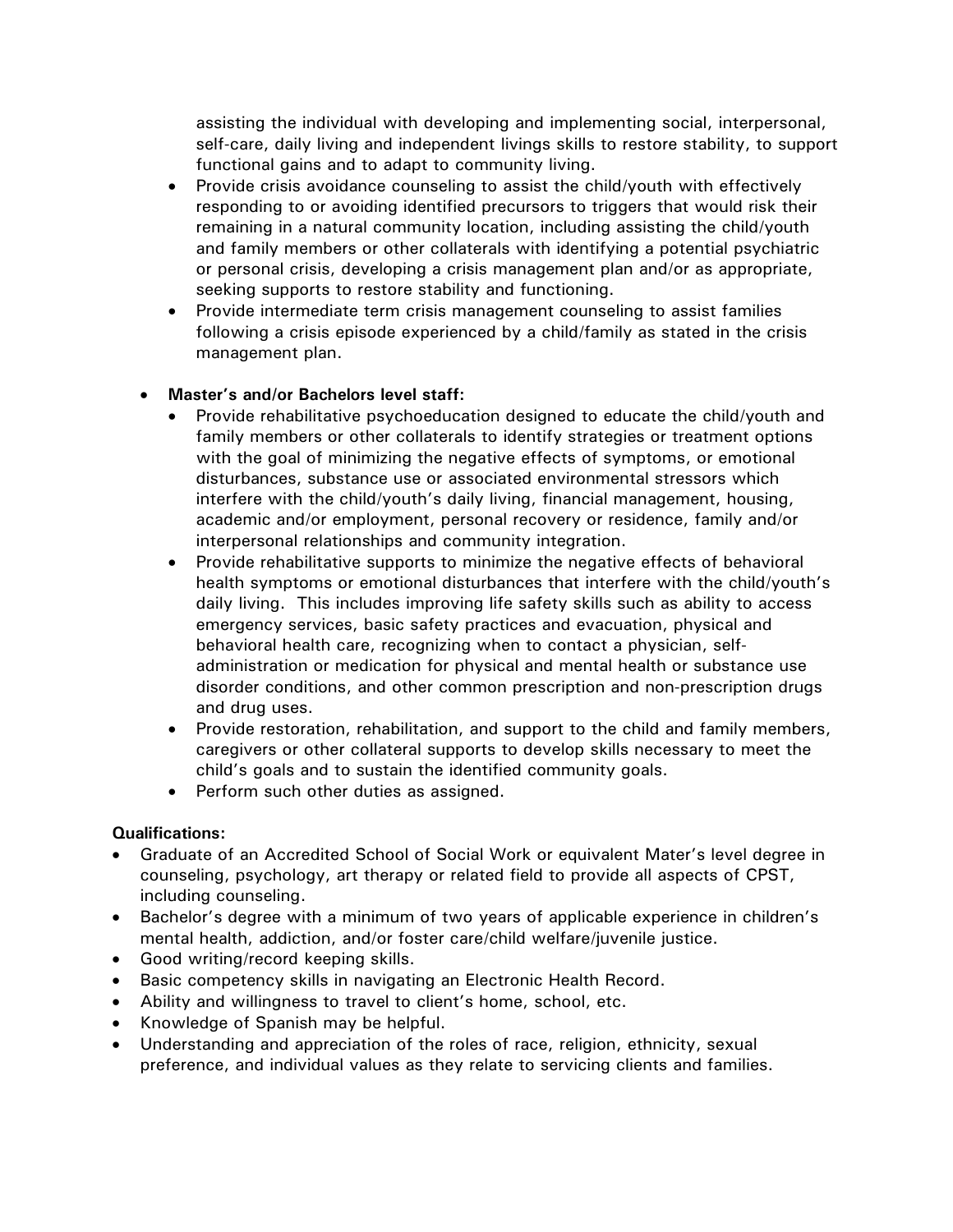assisting the individual with developing and implementing social, interpersonal, self-care, daily living and independent livings skills to restore stability, to support functional gains and to adapt to community living.

- Provide crisis avoidance counseling to assist the child/youth with effectively responding to or avoiding identified precursors to triggers that would risk their remaining in a natural community location, including assisting the child/youth and family members or other collaterals with identifying a potential psychiatric or personal crisis, developing a crisis management plan and/or as appropriate, seeking supports to restore stability and functioning.
- Provide intermediate term crisis management counseling to assist families following a crisis episode experienced by a child/family as stated in the crisis management plan.

- **Master's and/or Bachelors level staff:**
  - Provide rehabilitative psychoeducation designed to educate the child/youth and family members or other collaterals to identify strategies or treatment options with the goal of minimizing the negative effects of symptoms, or emotional disturbances, substance use or associated environmental stressors which interfere with the child/youth's daily living, financial management, housing, academic and/or employment, personal recovery or residence, family and/or interpersonal relationships and community integration.
  - Provide rehabilitative supports to minimize the negative effects of behavioral health symptoms or emotional disturbances that interfere with the child/youth's daily living. This includes improving life safety skills such as ability to access emergency services, basic safety practices and evacuation, physical and behavioral health care, recognizing when to contact a physician, self-administration or medication for physical and mental health or substance use disorder conditions, and other common prescription and non-prescription drugs and drug uses.
  - Provide restoration, rehabilitation, and support to the child and family members, caregivers or other collateral supports to develop skills necessary to meet the child's goals and to sustain the identified community goals.
  - Perform such other duties as assigned.

**Qualifications:**

- Graduate of an Accredited School of Social Work or equivalent Mater's level degree in counseling, psychology, art therapy or related field to provide all aspects of CPST, including counseling.
- Bachelor's degree with a minimum of two years of applicable experience in children's mental health, addiction, and/or foster care/child welfare/juvenile justice.
- Good writing/record keeping skills.
- Basic competency skills in navigating an Electronic Health Record.
- Ability and willingness to travel to client's home, school, etc.
- Knowledge of Spanish may be helpful.
- Understanding and appreciation of the roles of race, religion, ethnicity, sexual preference, and individual values as they relate to servicing clients and families.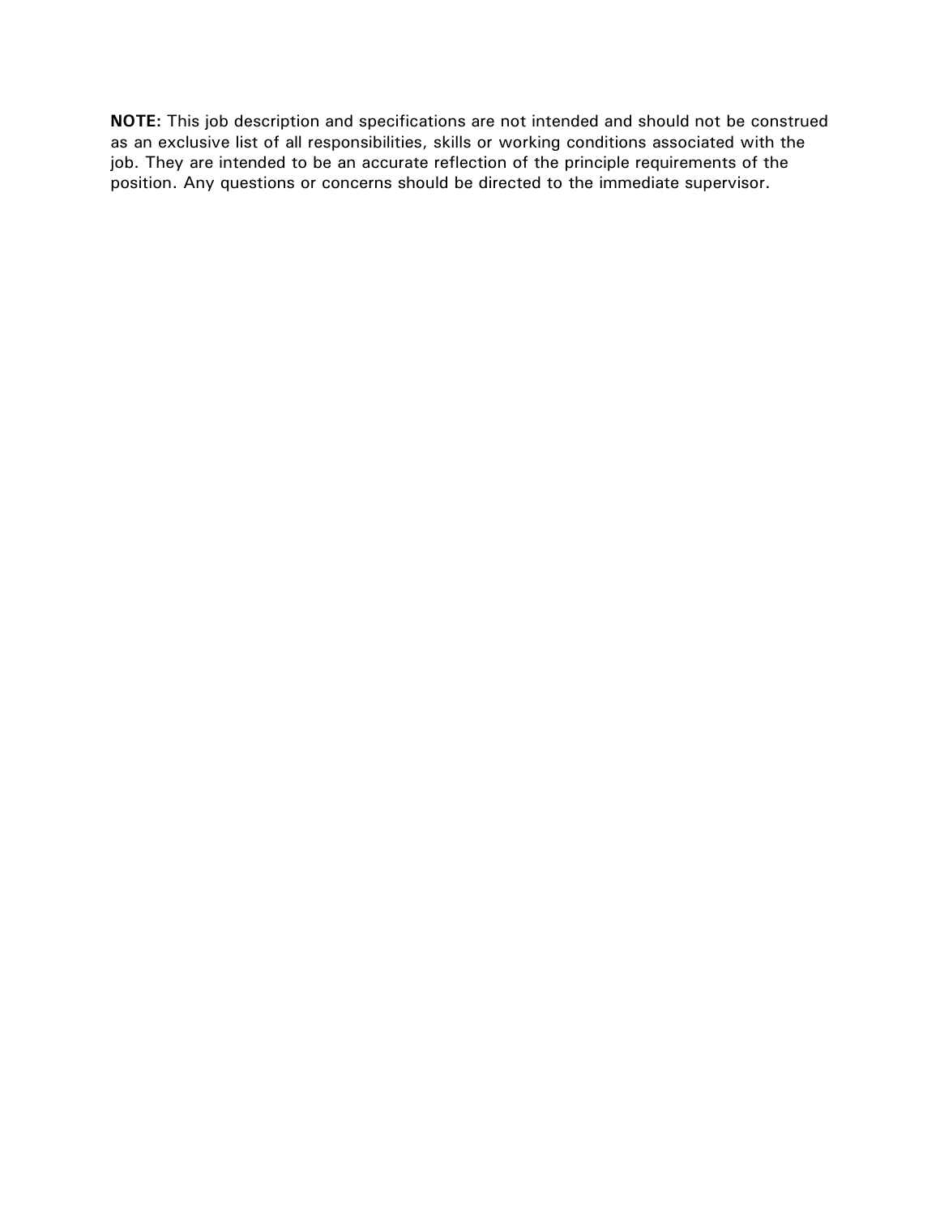**NOTE:** This job description and specifications are not intended and should not be construed as an exclusive list of all responsibilities, skills or working conditions associated with the job. They are intended to be an accurate reflection of the principle requirements of the position. Any questions or concerns should be directed to the immediate supervisor.